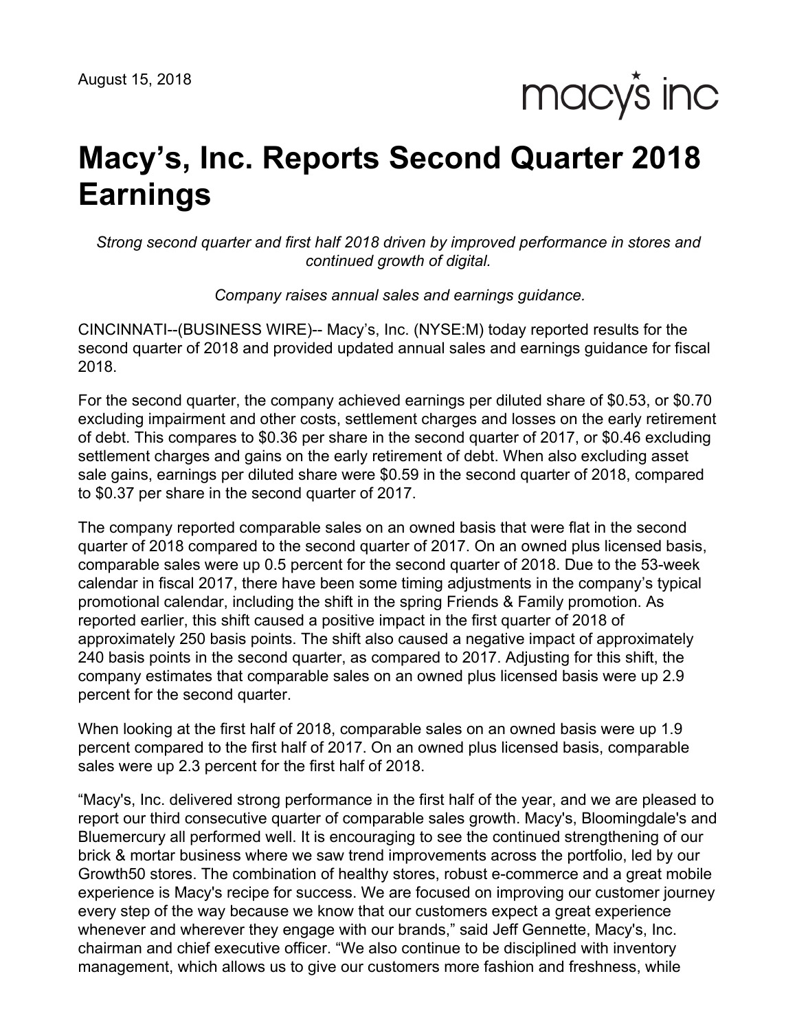August 15, 2018

macy's inc

# Macy's, Inc. Reports Second Quarter 2018 Earnings

*Strong second quarter and first half 2018 driven by improved performance in stores and continued growth of digital.*

*Company raises annual sales and earnings guidance.*

CINCINNATI--(BUSINESS WIRE)-- Macy's, Inc. (NYSE:M) today reported results for the second quarter of 2018 and provided updated annual sales and earnings guidance for fiscal 2018.

For the second quarter, the company achieved earnings per diluted share of $0.53, or $0.70 excluding impairment and other costs, settlement charges and losses on the early retirement of debt. This compares to $0.36 per share in the second quarter of 2017, or $0.46 excluding settlement charges and gains on the early retirement of debt. When also excluding asset sale gains, earnings per diluted share were $0.59 in the second quarter of 2018, compared to $0.37 per share in the second quarter of 2017.

The company reported comparable sales on an owned basis that were flat in the second quarter of 2018 compared to the second quarter of 2017. On an owned plus licensed basis, comparable sales were up 0.5 percent for the second quarter of 2018. Due to the 53-week calendar in fiscal 2017, there have been some timing adjustments in the company's typical promotional calendar, including the shift in the spring Friends & Family promotion. As reported earlier, this shift caused a positive impact in the first quarter of 2018 of approximately 250 basis points. The shift also caused a negative impact of approximately 240 basis points in the second quarter, as compared to 2017. Adjusting for this shift, the company estimates that comparable sales on an owned plus licensed basis were up 2.9 percent for the second quarter.

When looking at the first half of 2018, comparable sales on an owned basis were up 1.9 percent compared to the first half of 2017. On an owned plus licensed basis, comparable sales were up 2.3 percent for the first half of 2018.

"Macy's, Inc. delivered strong performance in the first half of the year, and we are pleased to report our third consecutive quarter of comparable sales growth. Macy's, Bloomingdale's and Bluemercury all performed well. It is encouraging to see the continued strengthening of our brick & mortar business where we saw trend improvements across the portfolio, led by our Growth50 stores. The combination of healthy stores, robust e-commerce and a great mobile experience is Macy's recipe for success. We are focused on improving our customer journey every step of the way because we know that our customers expect a great experience whenever and wherever they engage with our brands," said Jeff Gennette, Macy's, Inc. chairman and chief executive officer. "We also continue to be disciplined with inventory management, which allows us to give our customers more fashion and freshness, while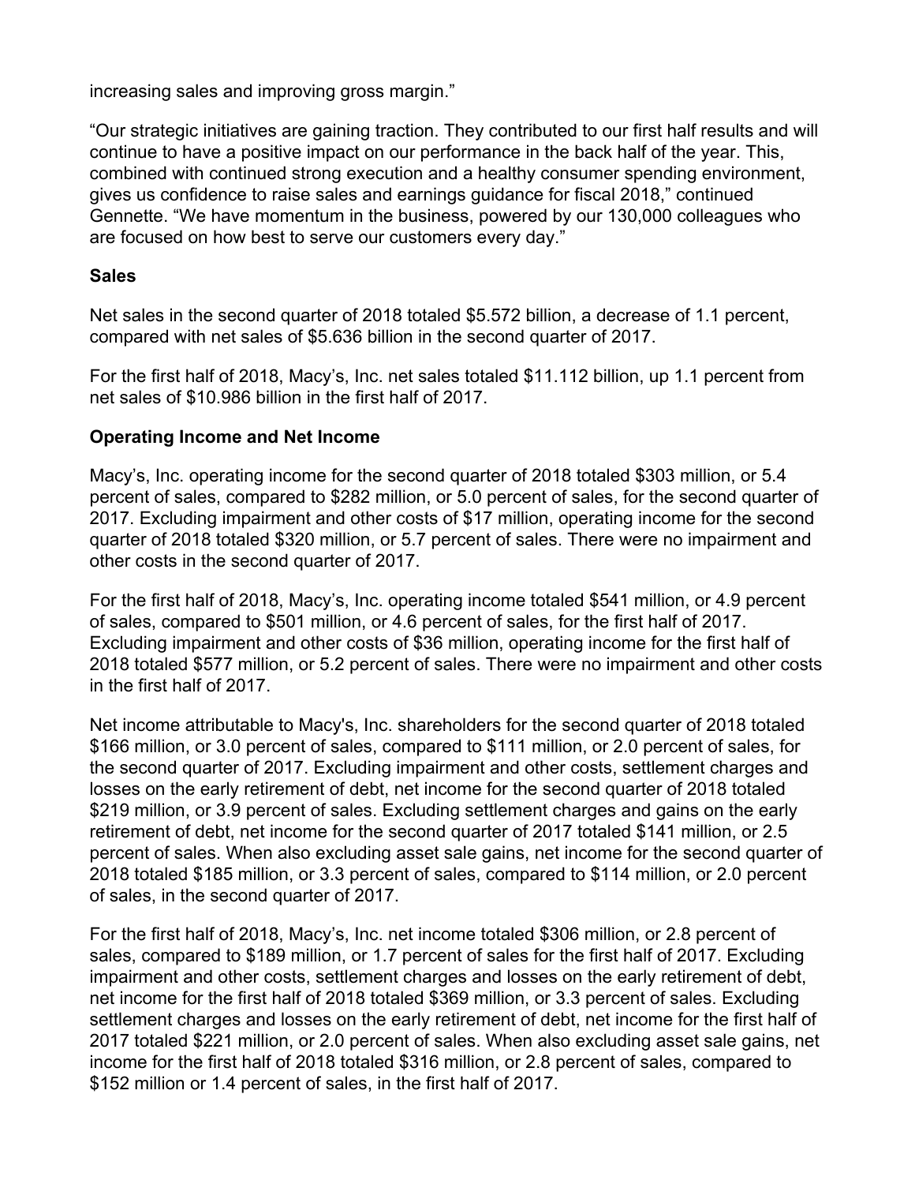increasing sales and improving gross margin."

"Our strategic initiatives are gaining traction. They contributed to our first half results and will continue to have a positive impact on our performance in the back half of the year. This, combined with continued strong execution and a healthy consumer spending environment, gives us confidence to raise sales and earnings guidance for fiscal 2018," continued Gennette. "We have momentum in the business, powered by our 130,000 colleagues who are focused on how best to serve our customers every day."

**Sales**

Net sales in the second quarter of 2018 totaled $5.572 billion, a decrease of 1.1 percent, compared with net sales of $5.636 billion in the second quarter of 2017.

For the first half of 2018, Macy's, Inc. net sales totaled $11.112 billion, up 1.1 percent from net sales of $10.986 billion in the first half of 2017.

**Operating Income and Net Income**

Macy's, Inc. operating income for the second quarter of 2018 totaled $303 million, or 5.4 percent of sales, compared to $282 million, or 5.0 percent of sales, for the second quarter of 2017. Excluding impairment and other costs of $17 million, operating income for the second quarter of 2018 totaled $320 million, or 5.7 percent of sales. There were no impairment and other costs in the second quarter of 2017.

For the first half of 2018, Macy's, Inc. operating income totaled $541 million, or 4.9 percent of sales, compared to $501 million, or 4.6 percent of sales, for the first half of 2017. Excluding impairment and other costs of $36 million, operating income for the first half of 2018 totaled $577 million, or 5.2 percent of sales. There were no impairment and other costs in the first half of 2017.

Net income attributable to Macy's, Inc. shareholders for the second quarter of 2018 totaled $166 million, or 3.0 percent of sales, compared to $111 million, or 2.0 percent of sales, for the second quarter of 2017. Excluding impairment and other costs, settlement charges and losses on the early retirement of debt, net income for the second quarter of 2018 totaled $219 million, or 3.9 percent of sales. Excluding settlement charges and gains on the early retirement of debt, net income for the second quarter of 2017 totaled $141 million, or 2.5 percent of sales. When also excluding asset sale gains, net income for the second quarter of 2018 totaled $185 million, or 3.3 percent of sales, compared to $114 million, or 2.0 percent of sales, in the second quarter of 2017.

For the first half of 2018, Macy's, Inc. net income totaled $306 million, or 2.8 percent of sales, compared to $189 million, or 1.7 percent of sales for the first half of 2017. Excluding impairment and other costs, settlement charges and losses on the early retirement of debt, net income for the first half of 2018 totaled $369 million, or 3.3 percent of sales. Excluding settlement charges and losses on the early retirement of debt, net income for the first half of 2017 totaled $221 million, or 2.0 percent of sales. When also excluding asset sale gains, net income for the first half of 2018 totaled $316 million, or 2.8 percent of sales, compared to $152 million or 1.4 percent of sales, in the first half of 2017.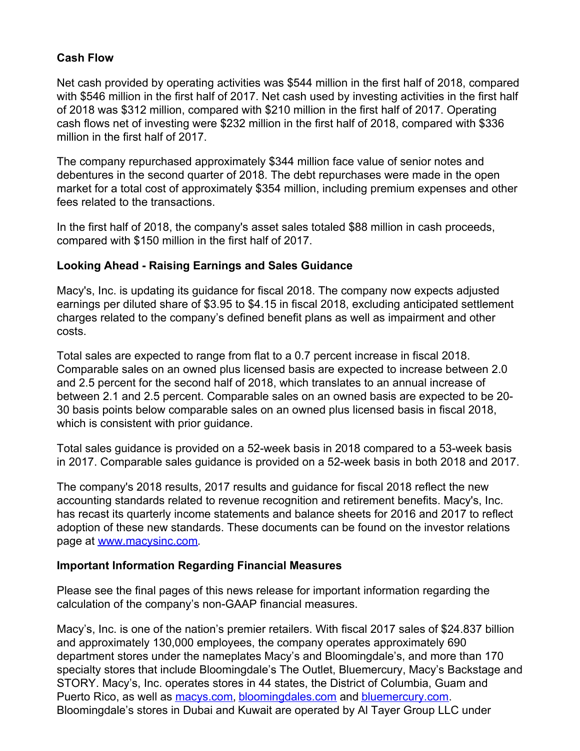**Cash Flow**

Net cash provided by operating activities was $544 million in the first half of 2018, compared with $546 million in the first half of 2017. Net cash used by investing activities in the first half of 2018 was $312 million, compared with $210 million in the first half of 2017. Operating cash flows net of investing were $232 million in the first half of 2018, compared with $336 million in the first half of 2017.

The company repurchased approximately $344 million face value of senior notes and debentures in the second quarter of 2018. The debt repurchases were made in the open market for a total cost of approximately $354 million, including premium expenses and other fees related to the transactions.

In the first half of 2018, the company's asset sales totaled $88 million in cash proceeds, compared with $150 million in the first half of 2017.

**Looking Ahead - Raising Earnings and Sales Guidance**

Macy's, Inc. is updating its guidance for fiscal 2018. The company now expects adjusted earnings per diluted share of $3.95 to $4.15 in fiscal 2018, excluding anticipated settlement charges related to the company's defined benefit plans as well as impairment and other costs.

Total sales are expected to range from flat to a 0.7 percent increase in fiscal 2018. Comparable sales on an owned plus licensed basis are expected to increase between 2.0 and 2.5 percent for the second half of 2018, which translates to an annual increase of between 2.1 and 2.5 percent. Comparable sales on an owned basis are expected to be 20-30 basis points below comparable sales on an owned plus licensed basis in fiscal 2018, which is consistent with prior guidance.

Total sales guidance is provided on a 52-week basis in 2018 compared to a 53-week basis in 2017. Comparable sales guidance is provided on a 52-week basis in both 2018 and 2017.

The company's 2018 results, 2017 results and guidance for fiscal 2018 reflect the new accounting standards related to revenue recognition and retirement benefits. Macy's, Inc. has recast its quarterly income statements and balance sheets for 2016 and 2017 to reflect adoption of these new standards. These documents can be found on the investor relations page at www.macysinc.com.

**Important Information Regarding Financial Measures**

Please see the final pages of this news release for important information regarding the calculation of the company's non-GAAP financial measures.

Macy's, Inc. is one of the nation's premier retailers. With fiscal 2017 sales of $24.837 billion and approximately 130,000 employees, the company operates approximately 690 department stores under the nameplates Macy's and Bloomingdale's, and more than 170 specialty stores that include Bloomingdale's The Outlet, Bluemercury, Macy's Backstage and STORY. Macy's, Inc. operates stores in 44 states, the District of Columbia, Guam and Puerto Rico, as well as macys.com, bloomingdales.com and bluemercury.com. Bloomingdale's stores in Dubai and Kuwait are operated by Al Tayer Group LLC under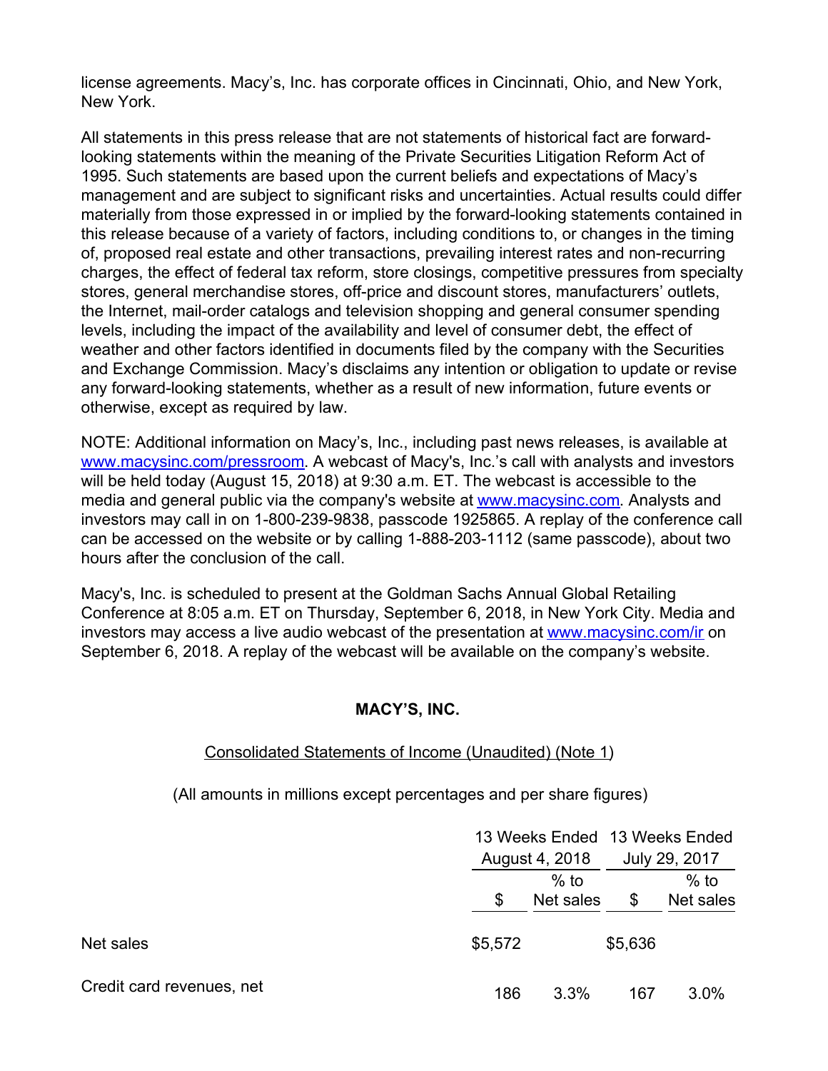license agreements. Macy's, Inc. has corporate offices in Cincinnati, Ohio, and New York, New York.

All statements in this press release that are not statements of historical fact are forward-looking statements within the meaning of the Private Securities Litigation Reform Act of 1995. Such statements are based upon the current beliefs and expectations of Macy's management and are subject to significant risks and uncertainties. Actual results could differ materially from those expressed in or implied by the forward-looking statements contained in this release because of a variety of factors, including conditions to, or changes in the timing of, proposed real estate and other transactions, prevailing interest rates and non-recurring charges, the effect of federal tax reform, store closings, competitive pressures from specialty stores, general merchandise stores, off-price and discount stores, manufacturers' outlets, the Internet, mail-order catalogs and television shopping and general consumer spending levels, including the impact of the availability and level of consumer debt, the effect of weather and other factors identified in documents filed by the company with the Securities and Exchange Commission. Macy's disclaims any intention or obligation to update or revise any forward-looking statements, whether as a result of new information, future events or otherwise, except as required by law.

NOTE: Additional information on Macy's, Inc., including past news releases, is available at www.macysinc.com/pressroom. A webcast of Macy's, Inc.'s call with analysts and investors will be held today (August 15, 2018) at 9:30 a.m. ET. The webcast is accessible to the media and general public via the company's website at www.macysinc.com. Analysts and investors may call in on 1-800-239-9838, passcode 1925865. A replay of the conference call can be accessed on the website or by calling 1-888-203-1112 (same passcode), about two hours after the conclusion of the call.

Macy's, Inc. is scheduled to present at the Goldman Sachs Annual Global Retailing Conference at 8:05 a.m. ET on Thursday, September 6, 2018, in New York City. Media and investors may access a live audio webcast of the presentation at www.macysinc.com/ir on September 6, 2018. A replay of the webcast will be available on the company's website.

**MACY'S, INC.**

Consolidated Statements of Income (Unaudited) (Note 1)

(All amounts in millions except percentages and per share figures)

| | 13 Weeks Ended August 4, 2018 | | 13 Weeks Ended July 29, 2017 | |
|---|---|---|---|---|
| | $ | % to Net sales | $ | % to Net sales |
| Net sales | $5,572 | | $5,636 | |
| Credit card revenues, net | 186 | 3.3% | 167 | 3.0% |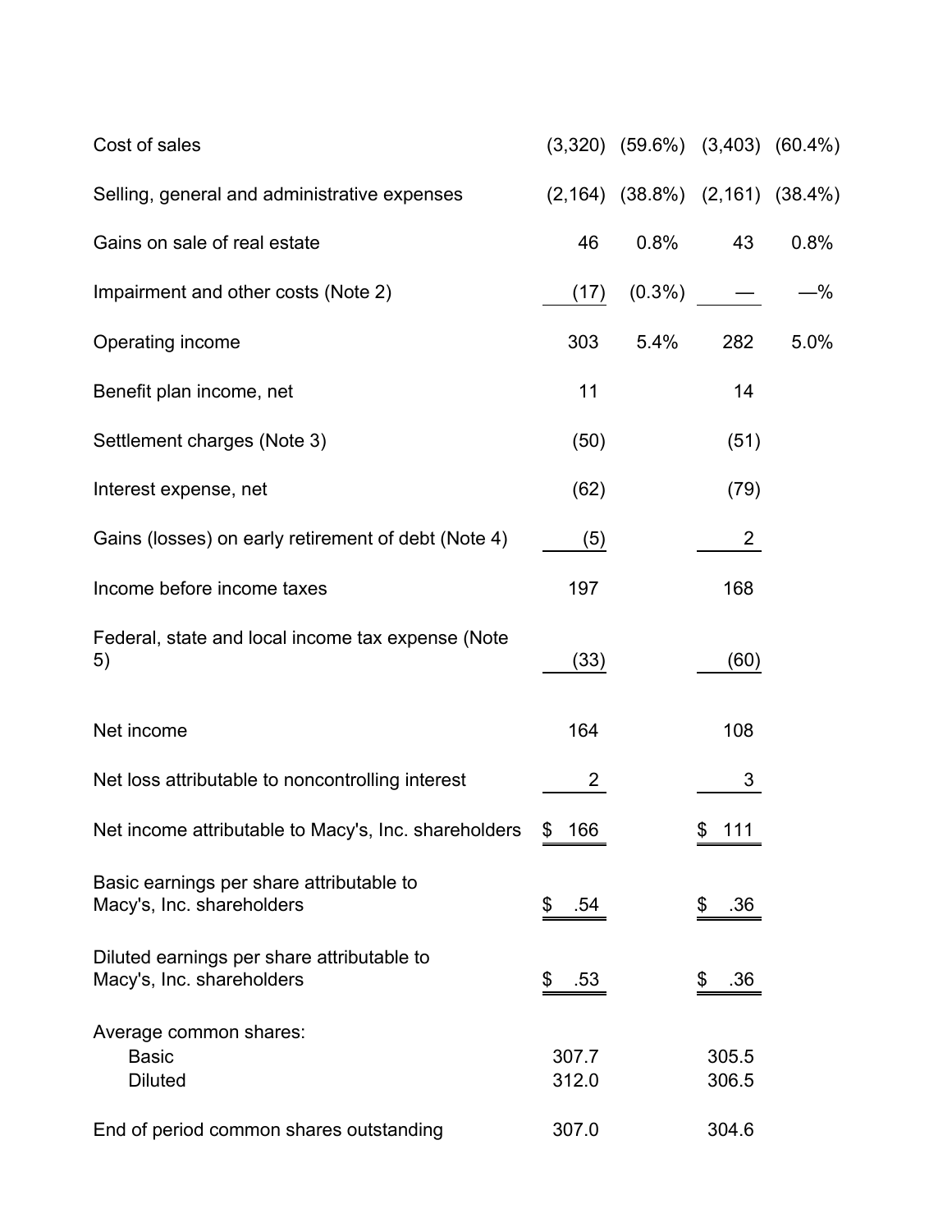| | | | | |
|---|---|---|---|---|
| Cost of sales | (3,320) | (59.6%) | (3,403) | (60.4%) |
| Selling, general and administrative expenses | (2,164) | (38.8%) | (2,161) | (38.4%) |
| Gains on sale of real estate | 46 | 0.8% | 43 | 0.8% |
| Impairment and other costs (Note 2) | (17) | (0.3%) | — | —% |
| Operating income | 303 | 5.4% | 282 | 5.0% |
| Benefit plan income, net | 11 | | 14 | |
| Settlement charges (Note 3) | (50) | | (51) | |
| Interest expense, net | (62) | | (79) | |
| Gains (losses) on early retirement of debt (Note 4) | (5) | | 2 | |
| Income before income taxes | 197 | | 168 | |
| Federal, state and local income tax expense (Note 5) | (33) | | (60) | |
| Net income | 164 | | 108 | |
| Net loss attributable to noncontrolling interest | 2 | | 3 | |
| Net income attributable to Macy's, Inc. shareholders | $ 166 | | $ 111 | |
| Basic earnings per share attributable to Macy's, Inc. shareholders | $ .54 | | $ .36 | |
| Diluted earnings per share attributable to Macy's, Inc. shareholders | $ .53 | | $ .36 | |
| Average common shares: | | | | |
| Basic | 307.7 | | 305.5 | |
| Diluted | 312.0 | | 306.5 | |
| End of period common shares outstanding | 307.0 | | 304.6 | |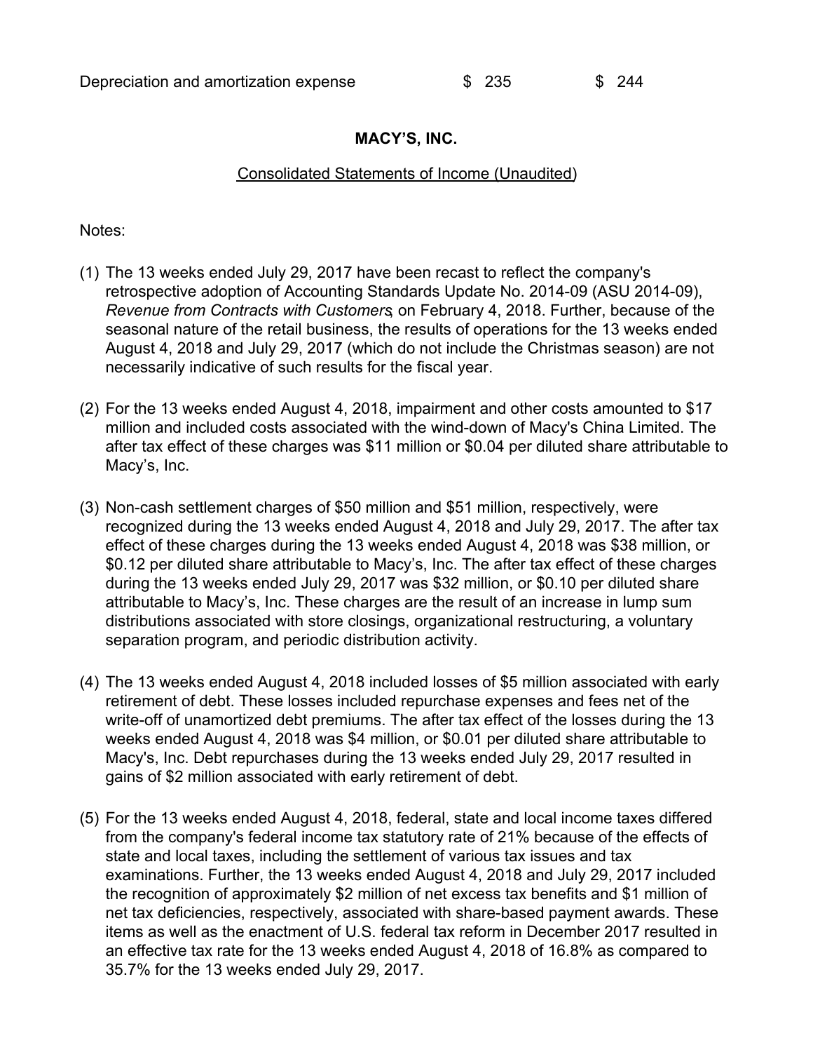| | | |
|---|---|---|
| Depreciation and amortization expense | $ 235 | $ 244 |

**MACY'S, INC.**

Consolidated Statements of Income (Unaudited)

Notes:

(1) The 13 weeks ended July 29, 2017 have been recast to reflect the company's retrospective adoption of Accounting Standards Update No. 2014-09 (ASU 2014-09), *Revenue from Contracts with Customers*, on February 4, 2018. Further, because of the seasonal nature of the retail business, the results of operations for the 13 weeks ended August 4, 2018 and July 29, 2017 (which do not include the Christmas season) are not necessarily indicative of such results for the fiscal year.

(2) For the 13 weeks ended August 4, 2018, impairment and other costs amounted to $17 million and included costs associated with the wind-down of Macy's China Limited. The after tax effect of these charges was $11 million or $0.04 per diluted share attributable to Macy's, Inc.

(3) Non-cash settlement charges of $50 million and $51 million, respectively, were recognized during the 13 weeks ended August 4, 2018 and July 29, 2017. The after tax effect of these charges during the 13 weeks ended August 4, 2018 was $38 million, or $0.12 per diluted share attributable to Macy's, Inc. The after tax effect of these charges during the 13 weeks ended July 29, 2017 was $32 million, or $0.10 per diluted share attributable to Macy's, Inc. These charges are the result of an increase in lump sum distributions associated with store closings, organizational restructuring, a voluntary separation program, and periodic distribution activity.

(4) The 13 weeks ended August 4, 2018 included losses of $5 million associated with early retirement of debt. These losses included repurchase expenses and fees net of the write-off of unamortized debt premiums. The after tax effect of the losses during the 13 weeks ended August 4, 2018 was $4 million, or $0.01 per diluted share attributable to Macy's, Inc. Debt repurchases during the 13 weeks ended July 29, 2017 resulted in gains of $2 million associated with early retirement of debt.

(5) For the 13 weeks ended August 4, 2018, federal, state and local income taxes differed from the company's federal income tax statutory rate of 21% because of the effects of state and local taxes, including the settlement of various tax issues and tax examinations. Further, the 13 weeks ended August 4, 2018 and July 29, 2017 included the recognition of approximately $2 million of net excess tax benefits and $1 million of net tax deficiencies, respectively, associated with share-based payment awards. These items as well as the enactment of U.S. federal tax reform in December 2017 resulted in an effective tax rate for the 13 weeks ended August 4, 2018 of 16.8% as compared to 35.7% for the 13 weeks ended July 29, 2017.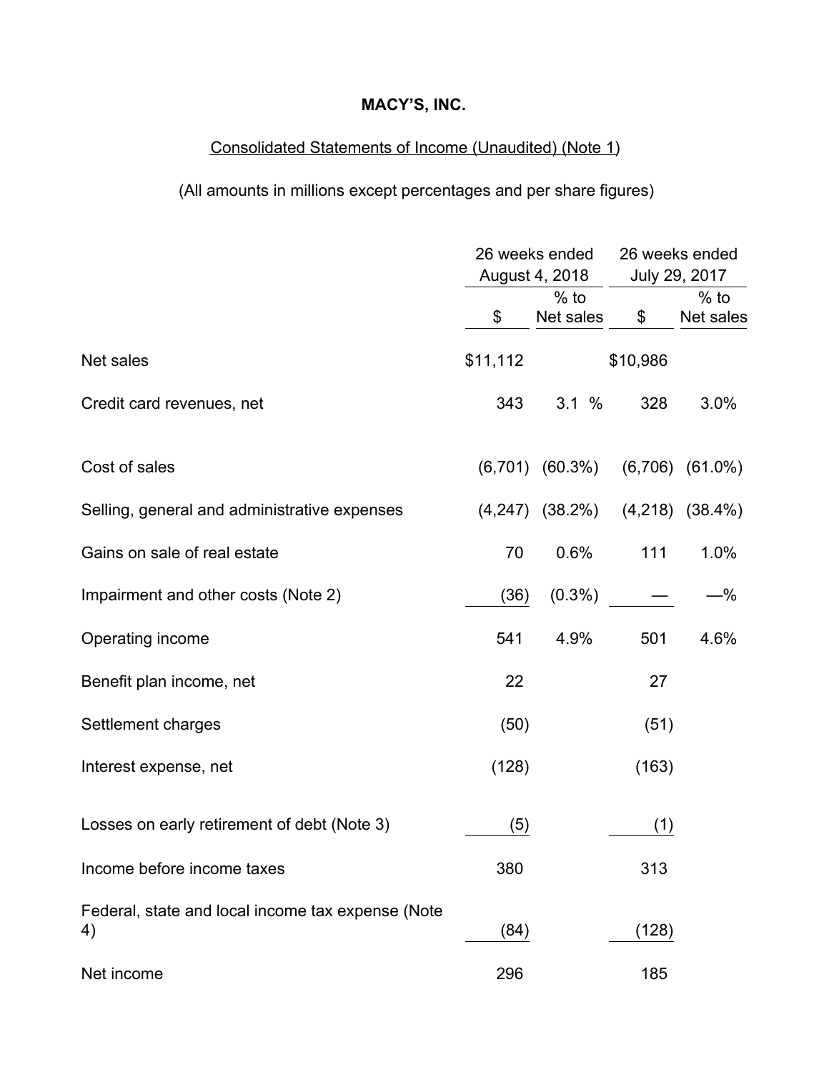**MACY'S, INC.**

Consolidated Statements of Income (Unaudited) (Note 1)

(All amounts in millions except percentages and per share figures)

| | 26 weeks ended August 4, 2018 | | 26 weeks ended July 29, 2017 | |
|---|---|---|---|---|
| | $ | % to Net sales | $ | % to Net sales |
| Net sales | $11,112 | | $10,986 | |
| Credit card revenues, net | 343 | 3.1 % | 328 | 3.0% |
| Cost of sales | (6,701) | (60.3%) | (6,706) | (61.0%) |
| Selling, general and administrative expenses | (4,247) | (38.2%) | (4,218) | (38.4%) |
| Gains on sale of real estate | 70 | 0.6% | 111 | 1.0% |
| Impairment and other costs (Note 2) | (36) | (0.3%) | — | —% |
| Operating income | 541 | 4.9% | 501 | 4.6% |
| Benefit plan income, net | 22 | | 27 | |
| Settlement charges | (50) | | (51) | |
| Interest expense, net | (128) | | (163) | |
| Losses on early retirement of debt (Note 3) | (5) | | (1) | |
| Income before income taxes | 380 | | 313 | |
| Federal, state and local income tax expense (Note 4) | (84) | | (128) | |
| Net income | 296 | | 185 | |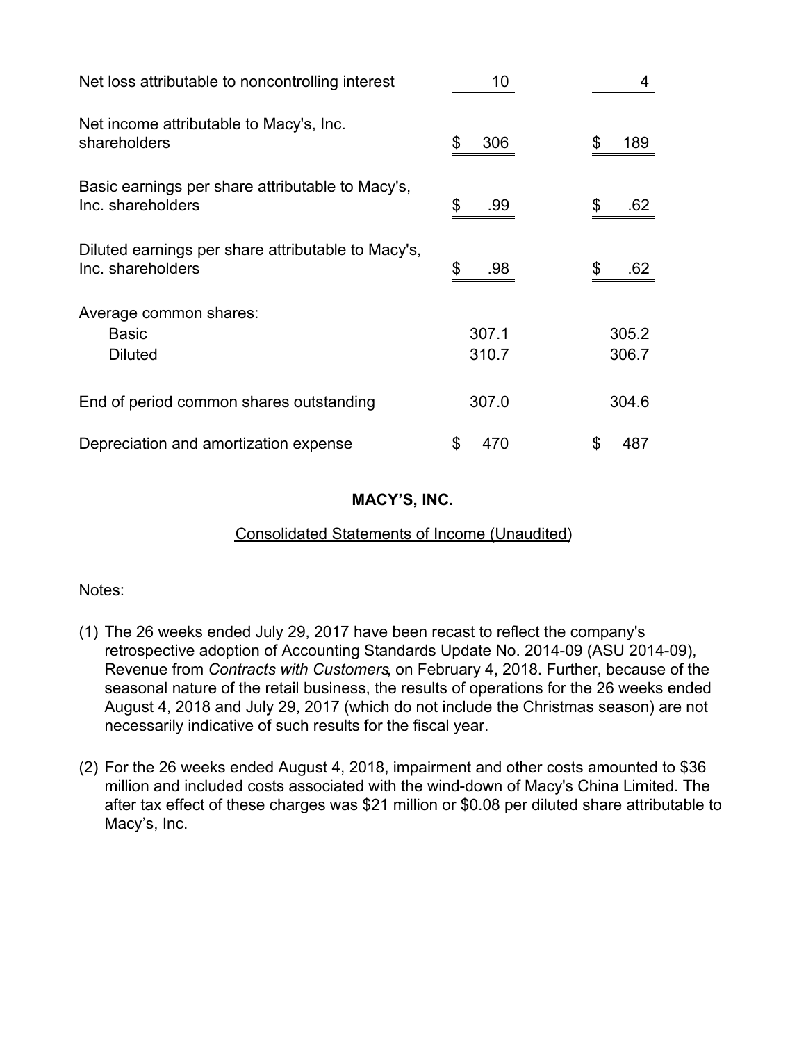| | | |
|---|---|---|
| Net loss attributable to noncontrolling interest | 10 | 4 |
| Net income attributable to Macy's, Inc. shareholders | $ 306 | $ 189 |
| Basic earnings per share attributable to Macy's, Inc. shareholders | $ .99 | $ .62 |
| Diluted earnings per share attributable to Macy's, Inc. shareholders | $ .98 | $ .62 |
| Average common shares: | | |
| Basic | 307.1 | 305.2 |
| Diluted | 310.7 | 306.7 |
| End of period common shares outstanding | 307.0 | 304.6 |
| Depreciation and amortization expense | $ 470 | $ 487 |

**MACY'S, INC.**

Consolidated Statements of Income (Unaudited)

Notes:

(1) The 26 weeks ended July 29, 2017 have been recast to reflect the company's retrospective adoption of Accounting Standards Update No. 2014-09 (ASU 2014-09), Revenue from *Contracts with Customers*, on February 4, 2018. Further, because of the seasonal nature of the retail business, the results of operations for the 26 weeks ended August 4, 2018 and July 29, 2017 (which do not include the Christmas season) are not necessarily indicative of such results for the fiscal year.

(2) For the 26 weeks ended August 4, 2018, impairment and other costs amounted to $36 million and included costs associated with the wind-down of Macy's China Limited. The after tax effect of these charges was $21 million or $0.08 per diluted share attributable to Macy's, Inc.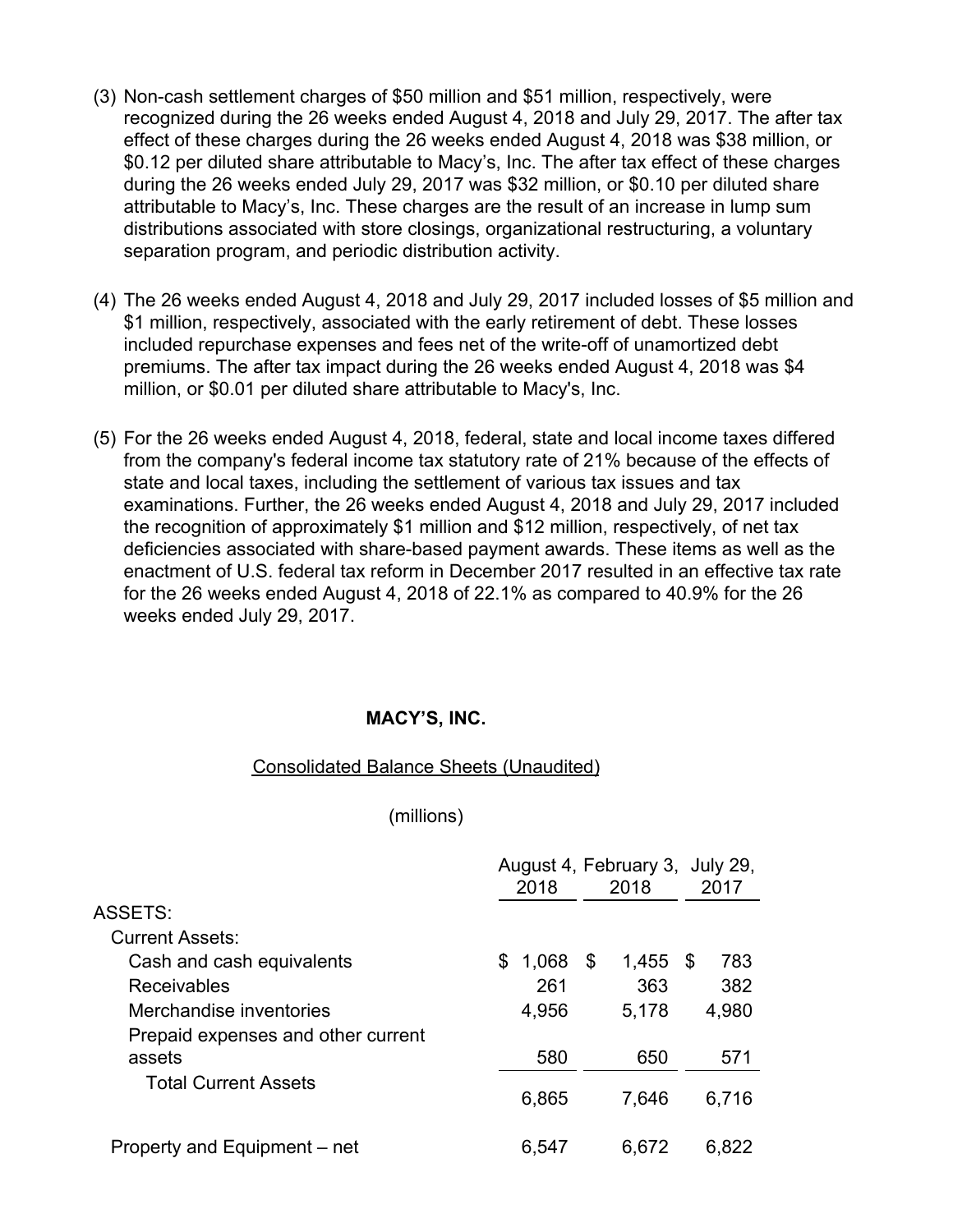(3) Non-cash settlement charges of $50 million and $51 million, respectively, were recognized during the 26 weeks ended August 4, 2018 and July 29, 2017. The after tax effect of these charges during the 26 weeks ended August 4, 2018 was $38 million, or $0.12 per diluted share attributable to Macy's, Inc. The after tax effect of these charges during the 26 weeks ended July 29, 2017 was $32 million, or $0.10 per diluted share attributable to Macy's, Inc. These charges are the result of an increase in lump sum distributions associated with store closings, organizational restructuring, a voluntary separation program, and periodic distribution activity.

(4) The 26 weeks ended August 4, 2018 and July 29, 2017 included losses of $5 million and $1 million, respectively, associated with the early retirement of debt. These losses included repurchase expenses and fees net of the write-off of unamortized debt premiums. The after tax impact during the 26 weeks ended August 4, 2018 was $4 million, or $0.01 per diluted share attributable to Macy's, Inc.

(5) For the 26 weeks ended August 4, 2018, federal, state and local income taxes differed from the company's federal income tax statutory rate of 21% because of the effects of state and local taxes, including the settlement of various tax issues and tax examinations. Further, the 26 weeks ended August 4, 2018 and July 29, 2017 included the recognition of approximately $1 million and $12 million, respectively, of net tax deficiencies associated with share-based payment awards. These items as well as the enactment of U.S. federal tax reform in December 2017 resulted in an effective tax rate for the 26 weeks ended August 4, 2018 of 22.1% as compared to 40.9% for the 26 weeks ended July 29, 2017.

**MACY'S, INC.**

Consolidated Balance Sheets (Unaudited)

(millions)

| | August 4, 2018 | February 3, 2018 | July 29, 2017 |
|---|---|---|---|
| ASSETS: | | | |
| Current Assets: | | | |
| Cash and cash equivalents | $ 1,068 | $ 1,455 | $ 783 |
| Receivables | 261 | 363 | 382 |
| Merchandise inventories | 4,956 | 5,178 | 4,980 |
| Prepaid expenses and other current assets | 580 | 650 | 571 |
| Total Current Assets | 6,865 | 7,646 | 6,716 |
| Property and Equipment – net | 6,547 | 6,672 | 6,822 |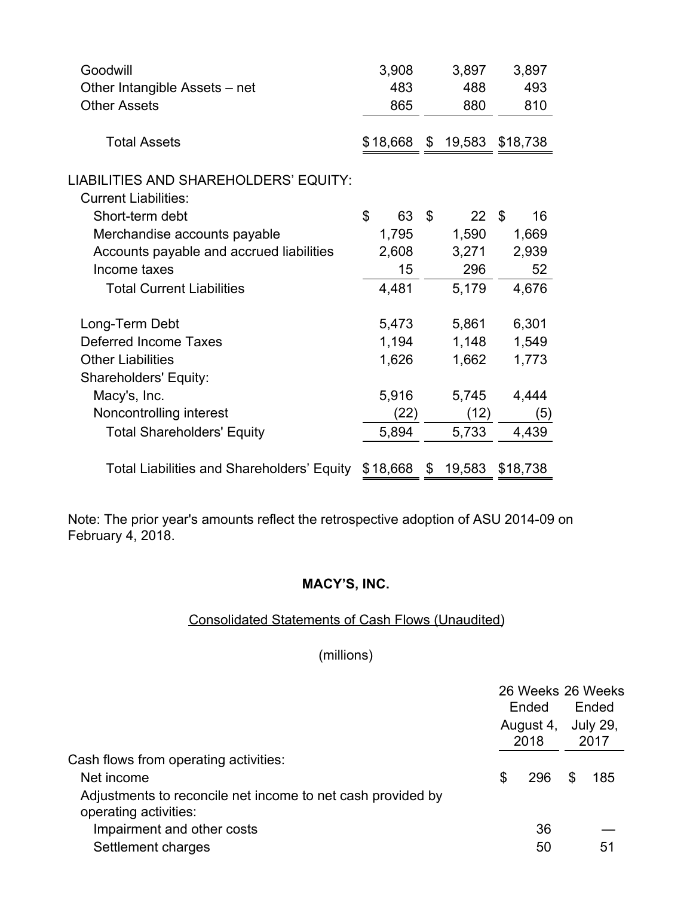| | | | |
|---|---|---|---|
| Goodwill | 3,908 | 3,897 | 3,897 |
| Other Intangible Assets – net | 483 | 488 | 493 |
| Other Assets | 865 | 880 | 810 |
| Total Assets | $18,668 | $ 19,583 | $18,738 |
| LIABILITIES AND SHAREHOLDERS' EQUITY: | | | |
| Current Liabilities: | | | |
| Short-term debt | $ 63 | $ 22 | $ 16 |
| Merchandise accounts payable | 1,795 | 1,590 | 1,669 |
| Accounts payable and accrued liabilities | 2,608 | 3,271 | 2,939 |
| Income taxes | 15 | 296 | 52 |
| Total Current Liabilities | 4,481 | 5,179 | 4,676 |
| Long-Term Debt | 5,473 | 5,861 | 6,301 |
| Deferred Income Taxes | 1,194 | 1,148 | 1,549 |
| Other Liabilities | 1,626 | 1,662 | 1,773 |
| Shareholders' Equity: | | | |
| Macy's, Inc. | 5,916 | 5,745 | 4,444 |
| Noncontrolling interest | (22) | (12) | (5) |
| Total Shareholders' Equity | 5,894 | 5,733 | 4,439 |
| Total Liabilities and Shareholders' Equity | $18,668 | $ 19,583 | $18,738 |

Note: The prior year's amounts reflect the retrospective adoption of ASU 2014-09 on February 4, 2018.

**MACY'S, INC.**

Consolidated Statements of Cash Flows (Unaudited)

(millions)

| | 26 Weeks Ended August 4, 2018 | 26 Weeks Ended July 29, 2017 |
|---|---|---|
| Cash flows from operating activities: | | |
| Net income | $ 296 | $ 185 |
| Adjustments to reconcile net income to net cash provided by operating activities: | | |
| Impairment and other costs | 36 | — |
| Settlement charges | 50 | 51 |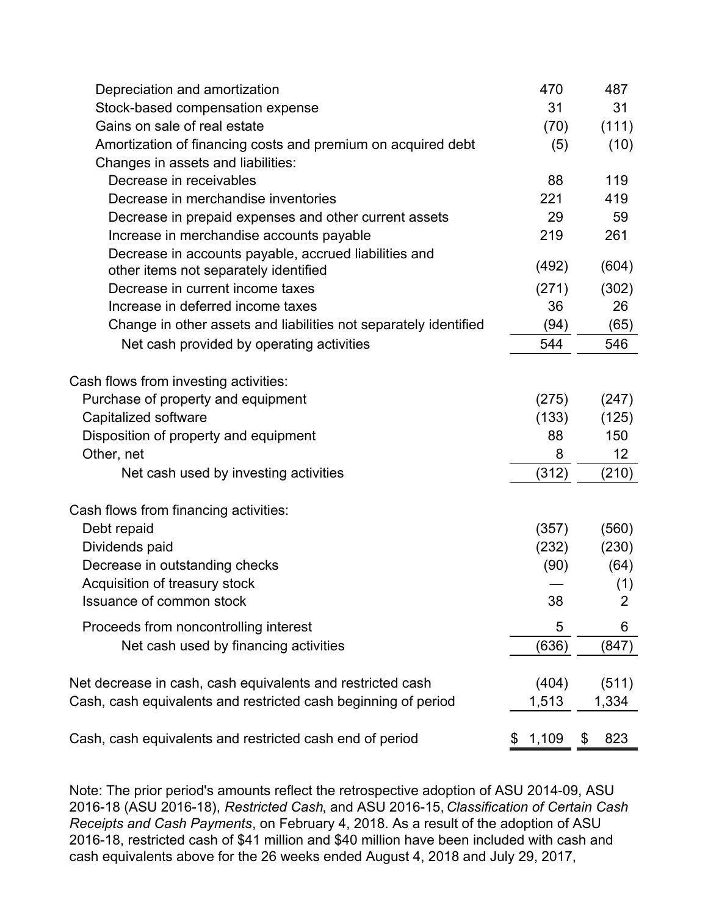| | | |
|---|---|---|
| Depreciation and amortization | 470 | 487 |
| Stock-based compensation expense | 31 | 31 |
| Gains on sale of real estate | (70) | (111) |
| Amortization of financing costs and premium on acquired debt | (5) | (10) |
| Changes in assets and liabilities: | | |
| Decrease in receivables | 88 | 119 |
| Decrease in merchandise inventories | 221 | 419 |
| Decrease in prepaid expenses and other current assets | 29 | 59 |
| Increase in merchandise accounts payable | 219 | 261 |
| Decrease in accounts payable, accrued liabilities and other items not separately identified | (492) | (604) |
| Decrease in current income taxes | (271) | (302) |
| Increase in deferred income taxes | 36 | 26 |
| Change in other assets and liabilities not separately identified | (94) | (65) |
| Net cash provided by operating activities | 544 | 546 |
| | | |
| Cash flows from investing activities: | | |
| Purchase of property and equipment | (275) | (247) |
| Capitalized software | (133) | (125) |
| Disposition of property and equipment | 88 | 150 |
| Other, net | 8 | 12 |
| Net cash used by investing activities | (312) | (210) |
| | | |
| Cash flows from financing activities: | | |
| Debt repaid | (357) | (560) |
| Dividends paid | (232) | (230) |
| Decrease in outstanding checks | (90) | (64) |
| Acquisition of treasury stock | — | (1) |
| Issuance of common stock | 38 | 2 |
| Proceeds from noncontrolling interest | 5 | 6 |
| Net cash used by financing activities | (636) | (847) |
| | | |
| Net decrease in cash, cash equivalents and restricted cash | (404) | (511) |
| Cash, cash equivalents and restricted cash beginning of period | 1,513 | 1,334 |
| | | |
| Cash, cash equivalents and restricted cash end of period | $ 1,109 | $ 823 |

Note: The prior period's amounts reflect the retrospective adoption of ASU 2014-09, ASU 2016-18 (ASU 2016-18), *Restricted Cash*, and ASU 2016-15, *Classification of Certain Cash Receipts and Cash Payments*, on February 4, 2018. As a result of the adoption of ASU 2016-18, restricted cash of $41 million and $40 million have been included with cash and cash equivalents above for the 26 weeks ended August 4, 2018 and July 29, 2017,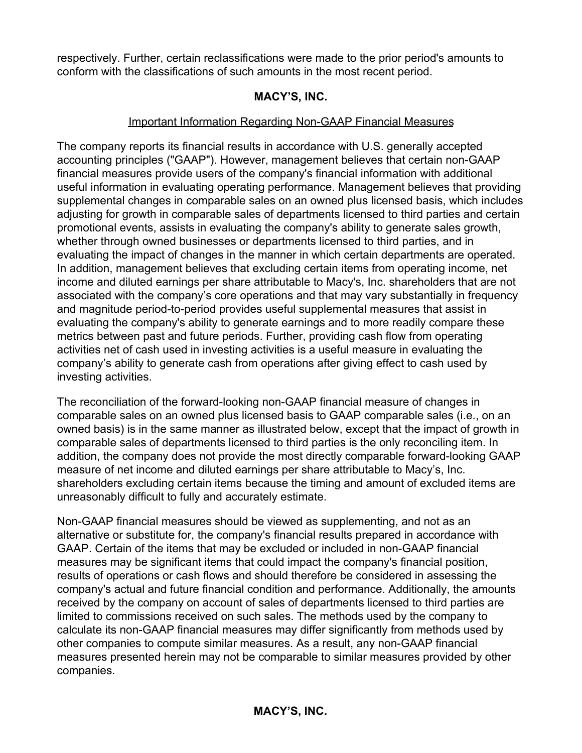respectively. Further, certain reclassifications were made to the prior period's amounts to conform with the classifications of such amounts in the most recent period.

**MACY’S, INC.**

Important Information Regarding Non-GAAP Financial Measures

The company reports its financial results in accordance with U.S. generally accepted accounting principles ("GAAP"). However, management believes that certain non-GAAP financial measures provide users of the company's financial information with additional useful information in evaluating operating performance. Management believes that providing supplemental changes in comparable sales on an owned plus licensed basis, which includes adjusting for growth in comparable sales of departments licensed to third parties and certain promotional events, assists in evaluating the company's ability to generate sales growth, whether through owned businesses or departments licensed to third parties, and in evaluating the impact of changes in the manner in which certain departments are operated. In addition, management believes that excluding certain items from operating income, net income and diluted earnings per share attributable to Macy's, Inc. shareholders that are not associated with the company’s core operations and that may vary substantially in frequency and magnitude period-to-period provides useful supplemental measures that assist in evaluating the company's ability to generate earnings and to more readily compare these metrics between past and future periods. Further, providing cash flow from operating activities net of cash used in investing activities is a useful measure in evaluating the company’s ability to generate cash from operations after giving effect to cash used by investing activities.

The reconciliation of the forward-looking non-GAAP financial measure of changes in comparable sales on an owned plus licensed basis to GAAP comparable sales (i.e., on an owned basis) is in the same manner as illustrated below, except that the impact of growth in comparable sales of departments licensed to third parties is the only reconciling item. In addition, the company does not provide the most directly comparable forward-looking GAAP measure of net income and diluted earnings per share attributable to Macy’s, Inc. shareholders excluding certain items because the timing and amount of excluded items are unreasonably difficult to fully and accurately estimate.

Non-GAAP financial measures should be viewed as supplementing, and not as an alternative or substitute for, the company's financial results prepared in accordance with GAAP. Certain of the items that may be excluded or included in non-GAAP financial measures may be significant items that could impact the company's financial position, results of operations or cash flows and should therefore be considered in assessing the company's actual and future financial condition and performance. Additionally, the amounts received by the company on account of sales of departments licensed to third parties are limited to commissions received on such sales. The methods used by the company to calculate its non-GAAP financial measures may differ significantly from methods used by other companies to compute similar measures. As a result, any non-GAAP financial measures presented herein may not be comparable to similar measures provided by other companies.

**MACY’S, INC.**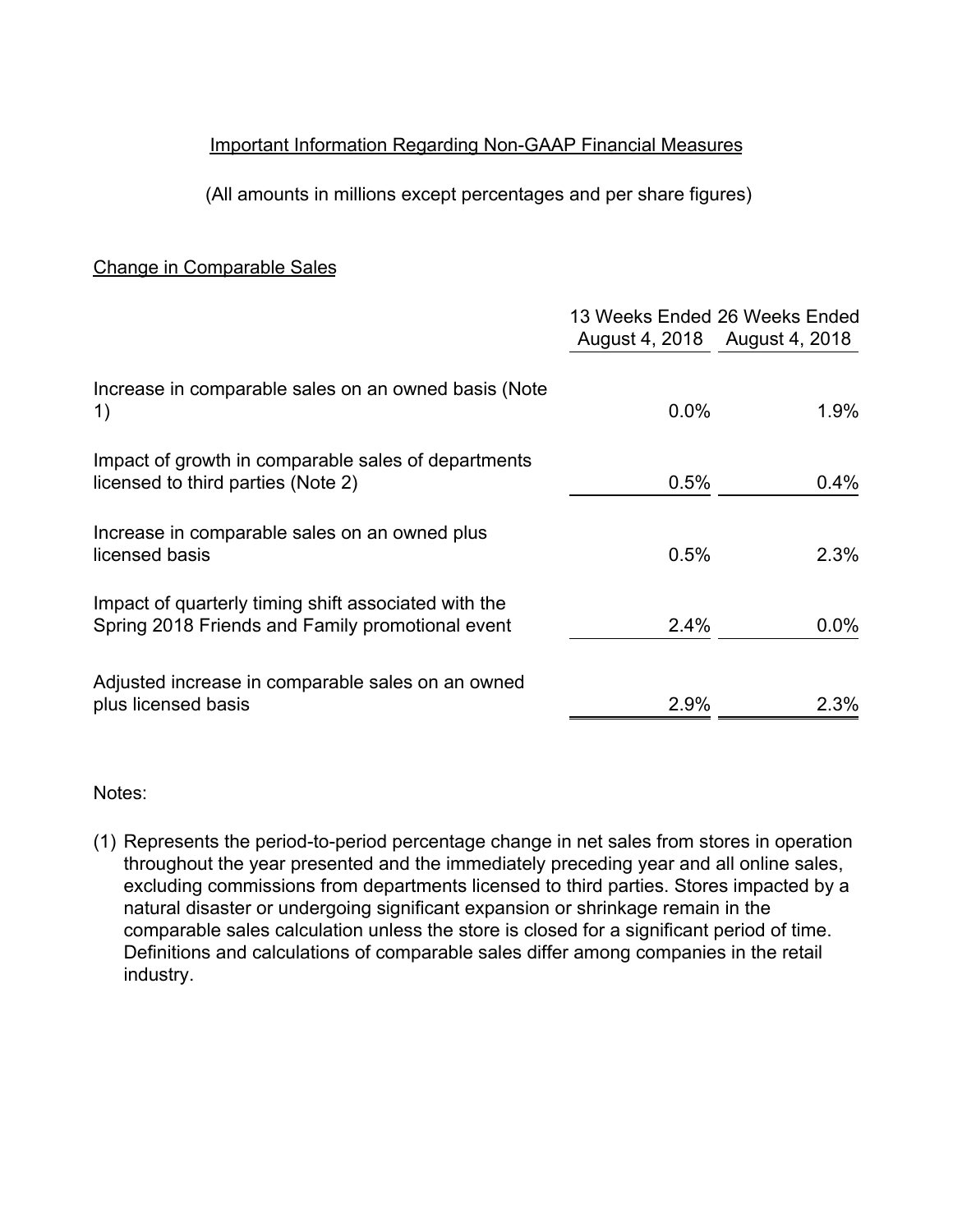Important Information Regarding Non-GAAP Financial Measures

(All amounts in millions except percentages and per share figures)

Change in Comparable Sales

| | 13 Weeks Ended August 4, 2018 | 26 Weeks Ended August 4, 2018 |
|---|---|---|
| Increase in comparable sales on an owned basis (Note 1) | 0.0% | 1.9% |
| Impact of growth in comparable sales of departments licensed to third parties (Note 2) | 0.5% | 0.4% |
| Increase in comparable sales on an owned plus licensed basis | 0.5% | 2.3% |
| Impact of quarterly timing shift associated with the Spring 2018 Friends and Family promotional event | 2.4% | 0.0% |
| Adjusted increase in comparable sales on an owned plus licensed basis | 2.9% | 2.3% |

Notes:

(1) Represents the period-to-period percentage change in net sales from stores in operation throughout the year presented and the immediately preceding year and all online sales, excluding commissions from departments licensed to third parties. Stores impacted by a natural disaster or undergoing significant expansion or shrinkage remain in the comparable sales calculation unless the store is closed for a significant period of time. Definitions and calculations of comparable sales differ among companies in the retail industry.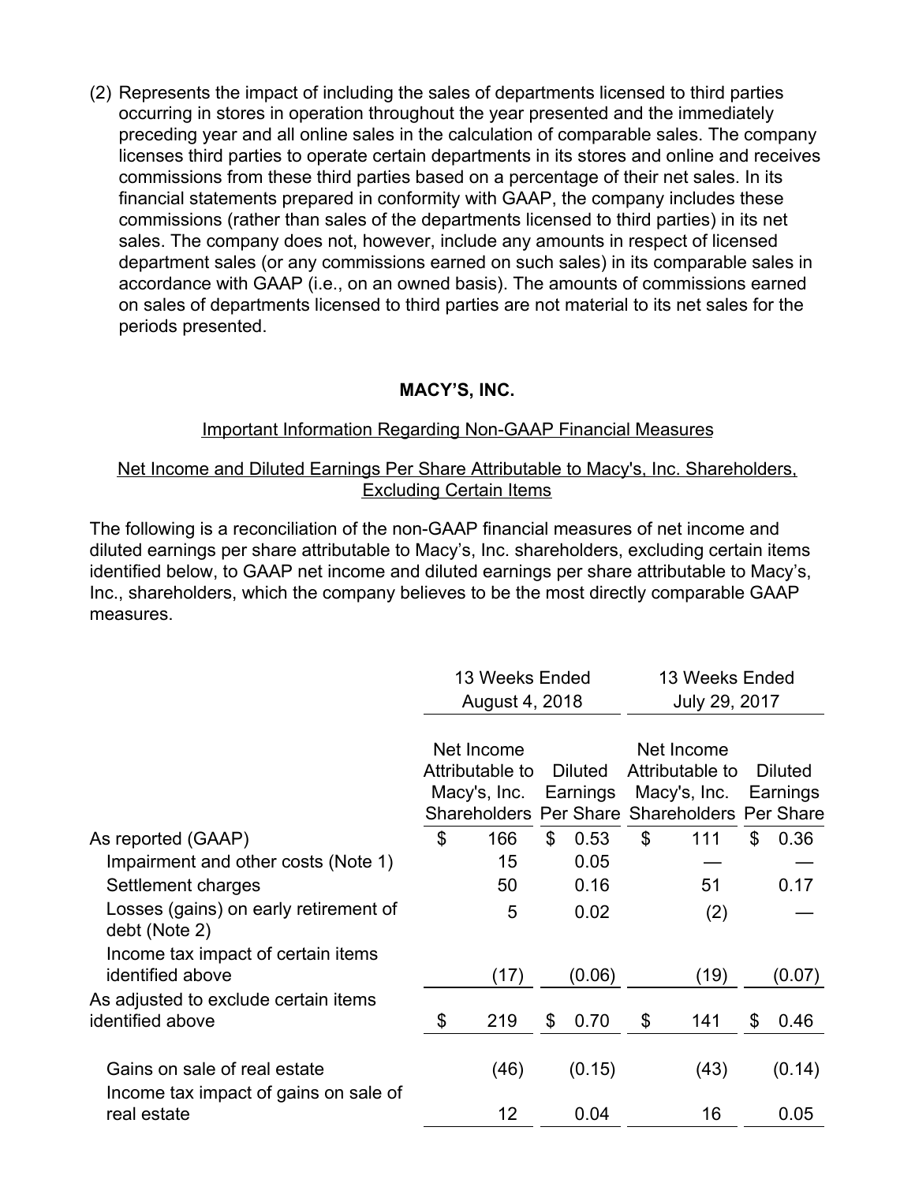(2) Represents the impact of including the sales of departments licensed to third parties occurring in stores in operation throughout the year presented and the immediately preceding year and all online sales in the calculation of comparable sales. The company licenses third parties to operate certain departments in its stores and online and receives commissions from these third parties based on a percentage of their net sales. In its financial statements prepared in conformity with GAAP, the company includes these commissions (rather than sales of the departments licensed to third parties) in its net sales. The company does not, however, include any amounts in respect of licensed department sales (or any commissions earned on such sales) in its comparable sales in accordance with GAAP (i.e., on an owned basis). The amounts of commissions earned on sales of departments licensed to third parties are not material to its net sales for the periods presented.

**MACY'S, INC.**

Important Information Regarding Non-GAAP Financial Measures

Net Income and Diluted Earnings Per Share Attributable to Macy's, Inc. Shareholders, Excluding Certain Items

The following is a reconciliation of the non-GAAP financial measures of net income and diluted earnings per share attributable to Macy's, Inc. shareholders, excluding certain items identified below, to GAAP net income and diluted earnings per share attributable to Macy's, Inc., shareholders, which the company believes to be the most directly comparable GAAP measures.

| | 13 Weeks Ended August 4, 2018 | | 13 Weeks Ended July 29, 2017 | |
|---|---|---|---|---|
| | Net Income Attributable to Macy's, Inc. Shareholders | Diluted Earnings Per Share | Net Income Attributable to Macy's, Inc. Shareholders | Diluted Earnings Per Share |
| As reported (GAAP) | $ 166 | $ 0.53 | $ 111 | $ 0.36 |
| Impairment and other costs (Note 1) | 15 | 0.05 | — | — |
| Settlement charges | 50 | 0.16 | 51 | 0.17 |
| Losses (gains) on early retirement of debt (Note 2) | 5 | 0.02 | (2) | — |
| Income tax impact of certain items identified above | (17) | (0.06) | (19) | (0.07) |
| As adjusted to exclude certain items identified above | $ 219 | $ 0.70 | $ 141 | $ 0.46 |
| Gains on sale of real estate | (46) | (0.15) | (43) | (0.14) |
| Income tax impact of gains on sale of real estate | 12 | 0.04 | 16 | 0.05 |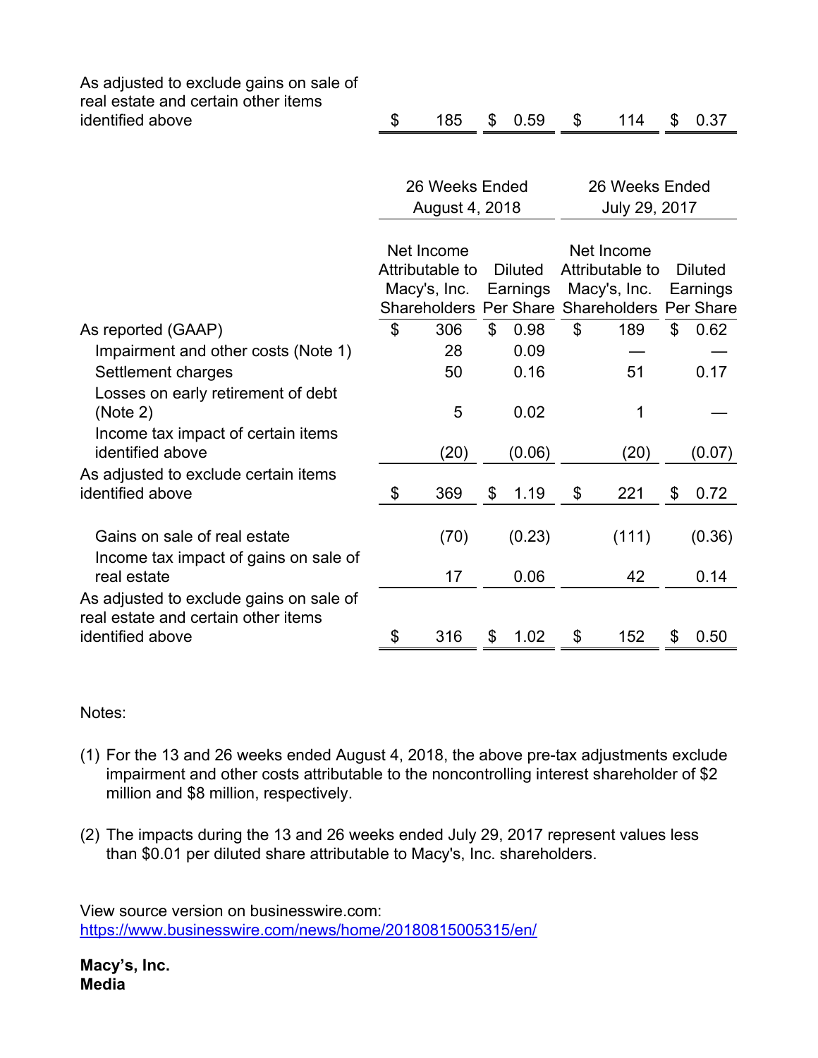| | | | | |
|---|---|---|---|---|
| As adjusted to exclude gains on sale of real estate and certain other items identified above | $ 185 | $ 0.59 | $ 114 | $ 0.37 |

| | 26 Weeks Ended August 4, 2018 | | 26 Weeks Ended July 29, 2017 | |
|---|---|---|---|---|
| | Net Income Attributable to Macy's, Inc. Shareholders | Diluted Earnings Per Share | Net Income Attributable to Macy's, Inc. Shareholders | Diluted Earnings Per Share |
| As reported (GAAP) | $ 306 | $ 0.98 | $ 189 | $ 0.62 |
| Impairment and other costs (Note 1) | 28 | 0.09 | — | — |
| Settlement charges | 50 | 0.16 | 51 | 0.17 |
| Losses on early retirement of debt (Note 2) | 5 | 0.02 | 1 | — |
| Income tax impact of certain items identified above | (20) | (0.06) | (20) | (0.07) |
| As adjusted to exclude certain items identified above | $ 369 | $ 1.19 | $ 221 | $ 0.72 |
| Gains on sale of real estate | (70) | (0.23) | (111) | (0.36) |
| Income tax impact of gains on sale of real estate | 17 | 0.06 | 42 | 0.14 |
| As adjusted to exclude gains on sale of real estate and certain other items identified above | $ 316 | $ 1.02 | $ 152 | $ 0.50 |

Notes:

(1) For the 13 and 26 weeks ended August 4, 2018, the above pre-tax adjustments exclude impairment and other costs attributable to the noncontrolling interest shareholder of $2 million and $8 million, respectively.

(2) The impacts during the 13 and 26 weeks ended July 29, 2017 represent values less than $0.01 per diluted share attributable to Macy's, Inc. shareholders.

View source version on businesswire.com: https://www.businesswire.com/news/home/20180815005315/en/

**Macy's, Inc.**
**Media**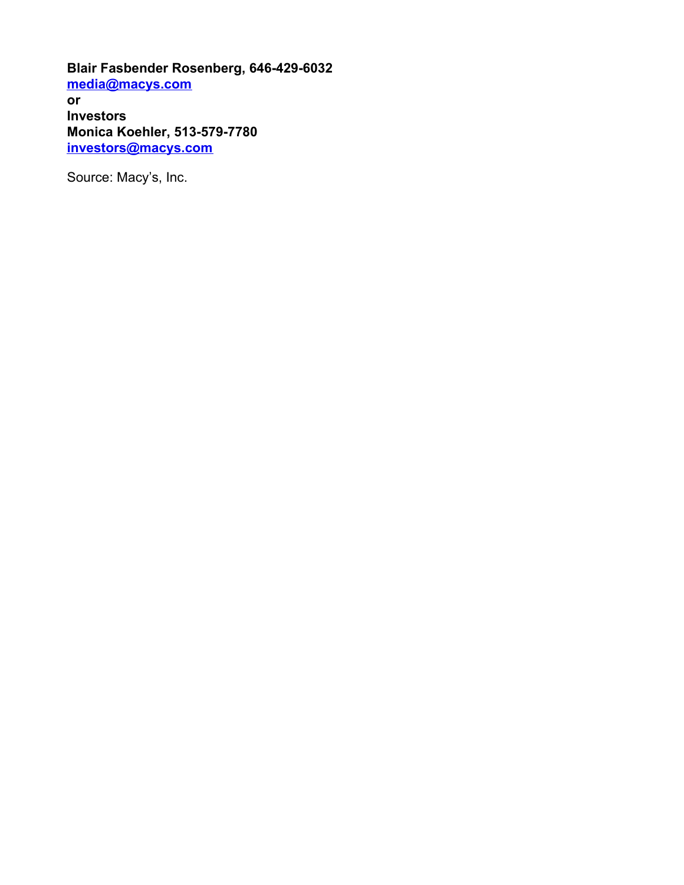**Blair Fasbender Rosenberg, 646-429-6032**
**media@macys.com**
**or**
**Investors**
**Monica Koehler, 513-579-7780**
**investors@macys.com**

Source: Macy’s, Inc.